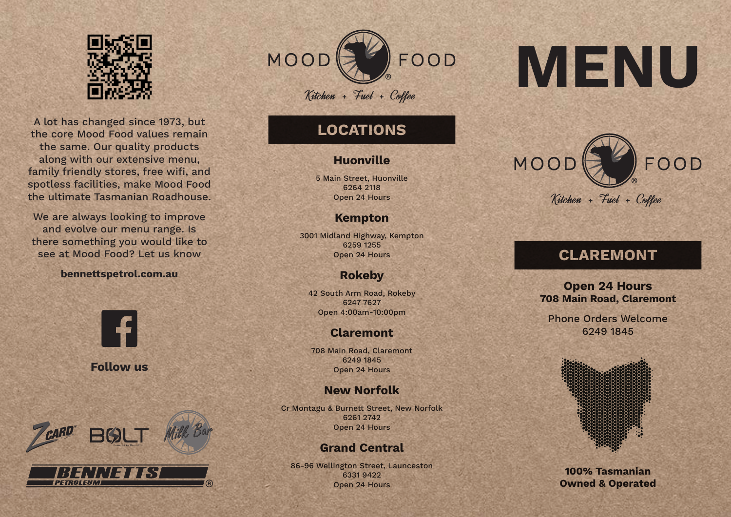A lot has changed since 1973, but the core Mood Food values remain the same. Our quality products along with our extensive menu, family friendly stores, free wifi, and spotless facilities, make Mood Food the ultimate Tasmanian Roadhouse.

We are always looking to improve and evolve our menu range. Is there something you would like to see at Mood Food? Let us know

**bennettspetrol.com.au**

**Follow us**

ZCARD® BOLT Milk Bar

BENNETTS PETROLEUM®

MOOD FOOD®

*Kitchen + Fuel + Coffee*

## LOCATIONS

### Huonville

5 Main Street, Huonville
6264 2118
Open 24 Hours

### Kempton

3001 Midland Highway, Kempton
6259 1255
Open 24 Hours

### Rokeby

42 South Arm Road, Rokeby
6247 7627
Open 4:00am-10:00pm

### Claremont

708 Main Road, Claremont
6249 1845
Open 24 Hours

### New Norfolk

Cr Montagu & Burnett Street, New Norfolk
6261 2742
Open 24 Hours

### Grand Central

86-96 Wellington Street, Launceston
6331 9422
Open 24 Hours

# MENU

MOOD FOOD®

*Kitchen + Fuel + Coffee*

## CLAREMONT

**Open 24 Hours**
**708 Main Road, Claremont**

Phone Orders Welcome
6249 1845

**100% Tasmanian Owned & Operated**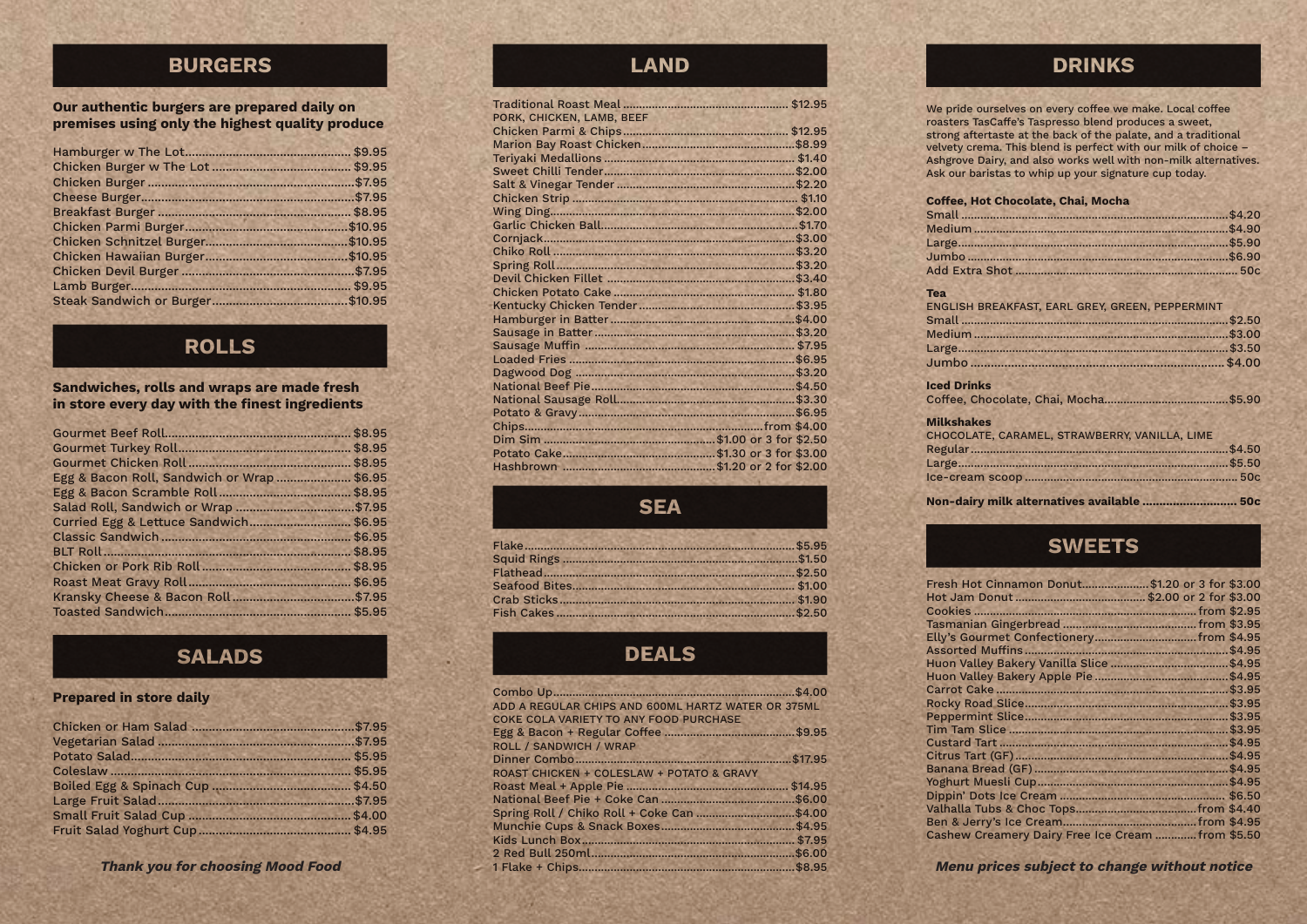## BURGERS

**Our authentic burgers are prepared daily on premises using only the highest quality produce**

| | |
|---|---|
| Hamburger w The Lot | $9.95 |
| Chicken Burger w The Lot | $9.95 |
| Chicken Burger | $7.95 |
| Cheese Burger | $7.95 |
| Breakfast Burger | $8.95 |
| Chicken Parmi Burger | $10.95 |
| Chicken Schnitzel Burger | $10.95 |
| Chicken Hawaiian Burger | $10.95 |
| Chicken Devil Burger | $7.95 |
| Lamb Burger | $9.95 |
| Steak Sandwich or Burger | $10.95 |

## ROLLS

**Sandwiches, rolls and wraps are made fresh in store every day with the finest ingredients**

| | |
|---|---|
| Gourmet Beef Roll | $8.95 |
| Gourmet Turkey Roll | $8.95 |
| Gourmet Chicken Roll | $8.95 |
| Egg & Bacon Roll, Sandwich or Wrap | $6.95 |
| Egg & Bacon Scramble Roll | $8.95 |
| Salad Roll, Sandwich or Wrap | $7.95 |
| Curried Egg & Lettuce Sandwich | $6.95 |
| Classic Sandwich | $6.95 |
| BLT Roll | $8.95 |
| Chicken or Pork Rib Roll | $8.95 |
| Roast Meat Gravy Roll | $6.95 |
| Kransky Cheese & Bacon Roll | $7.95 |
| Toasted Sandwich | $5.95 |

## SALADS

**Prepared in store daily**

| | |
|---|---|
| Chicken or Ham Salad | $7.95 |
| Vegetarian Salad | $7.95 |
| Potato Salad | $5.95 |
| Coleslaw | $5.95 |
| Boiled Egg & Spinach Cup | $4.50 |
| Large Fruit Salad | $7.95 |
| Small Fruit Salad Cup | $4.00 |
| Fruit Salad Yoghurt Cup | $4.95 |

*Thank you for choosing Mood Food*

## LAND

| | |
|---|---|
| Traditional Roast Meal<br>PORK, CHICKEN, LAMB, BEEF | $12.95 |
| Chicken Parmi & Chips | $12.95 |
| Marion Bay Roast Chicken | $8.99 |
| Teriyaki Medallions | $1.40 |
| Sweet Chilli Tender | $2.00 |
| Salt & Vinegar Tender | $2.20 |
| Chicken Strip | $1.10 |
| Wing Ding | $2.00 |
| Garlic Chicken Ball | $1.70 |
| Cornjack | $3.00 |
| Chiko Roll | $3.20 |
| Spring Roll | $3.20 |
| Devil Chicken Fillet | $3.40 |
| Chicken Potato Cake | $1.80 |
| Kentucky Chicken Tender | $3.95 |
| Hamburger in Batter | $4.00 |
| Sausage in Batter | $3.20 |
| Sausage Muffin | $7.95 |
| Loaded Fries | $6.95 |
| Dagwood Dog | $3.20 |
| National Beef Pie | $4.50 |
| National Sausage Roll | $3.30 |
| Potato & Gravy | $6.95 |
| Chips | from $4.00 |
| Dim Sim | $1.00 or 3 for $2.50 |
| Potato Cake | $1.30 or 3 for $3.00 |
| Hashbrown | $1.20 or 2 for $2.00 |

## SEA

| | |
|---|---|
| Flake | $5.95 |
| Squid Rings | $1.50 |
| Flathead | $2.50 |
| Seafood Bites | $1.00 |
| Crab Sticks | $1.90 |
| Fish Cakes | $2.50 |

## DEALS

| | |
|---|---|
| Combo Up<br>ADD A REGULAR CHIPS AND 600ML HARTZ WATER OR 375ML COKE COLA VARIETY TO ANY FOOD PURCHASE | $4.00 |
| Egg & Bacon + Regular Coffee<br>ROLL / SANDWICH / WRAP | $9.95 |
| Dinner Combo<br>ROAST CHICKEN + COLESLAW + POTATO & GRAVY | $17.95 |
| Roast Meal + Apple Pie | $14.95 |
| National Beef Pie + Coke Can | $6.00 |
| Spring Roll / Chiko Roll + Coke Can | $4.00 |
| Munchie Cups & Snack Boxes | $4.95 |
| Kids Lunch Box | $7.95 |
| 2 Red Bull 250ml | $6.00 |
| 1 Flake + Chips | $8.95 |

## DRINKS

We pride ourselves on every coffee we make. Local coffee roasters TasCaffe's Taspresso blend produces a sweet, strong aftertaste at the back of the palate, and a traditional velvety crema. This blend is perfect with our milk of choice – Ashgrove Dairy, and also works well with non-milk alternatives. Ask our baristas to whip up your signature cup today.

**Coffee, Hot Chocolate, Chai, Mocha**

| | |
|---|---|
| Small | $4.20 |
| Medium | $4.90 |
| Large | $5.90 |
| Jumbo | $6.90 |
| Add Extra Shot | 50c |

**Tea**

ENGLISH BREAKFAST, EARL GREY, GREEN, PEPPERMINT

| | |
|---|---|
| Small | $2.50 |
| Medium | $3.00 |
| Large | $3.50 |
| Jumbo | $4.00 |

**Iced Drinks**

| | |
|---|---|
| Coffee, Chocolate, Chai, Mocha | $5.90 |

**Milkshakes**

CHOCOLATE, CARAMEL, STRAWBERRY, VANILLA, LIME

| | |
|---|---|
| Regular | $4.50 |
| Large | $5.50 |
| Ice-cream scoop | 50c |

**Non-dairy milk alternatives available ... 50c**

## SWEETS

| | |
|---|---|
| Fresh Hot Cinnamon Donut | $1.20 or 3 for $3.00 |
| Hot Jam Donut | $2.00 or 2 for $3.00 |
| Cookies | from $2.95 |
| Tasmanian Gingerbread | from $3.95 |
| Elly's Gourmet Confectionery | from $4.95 |
| Assorted Muffins | $4.95 |
| Huon Valley Bakery Vanilla Slice | $4.95 |
| Huon Valley Bakery Apple Pie | $4.95 |
| Carrot Cake | $3.95 |
| Rocky Road Slice | $3.95 |
| Peppermint Slice | $3.95 |
| Tim Tam Slice | $3.95 |
| Custard Tart | $4.95 |
| Citrus Tart (GF) | $4.95 |
| Banana Bread (GF) | $4.95 |
| Yoghurt Muesli Cup | $4.95 |
| Dippin' Dots Ice Cream | $6.50 |
| Valhalla Tubs & Choc Tops | from $4.40 |
| Ben & Jerry's Ice Cream | from $4.95 |
| Cashew Creamery Dairy Free Ice Cream | from $5.50 |

*Menu prices subject to change without notice*